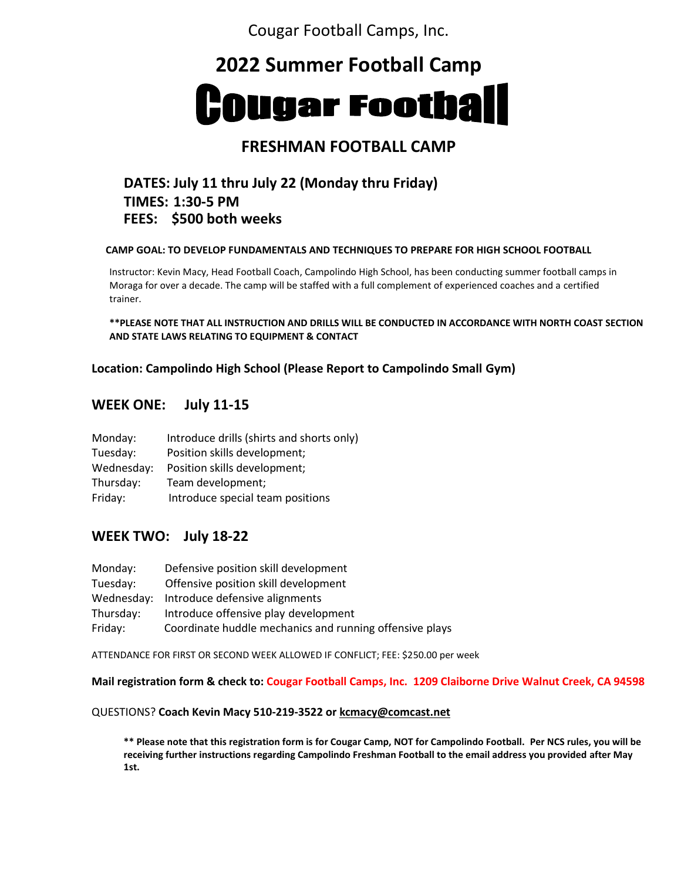Cougar Football Camps, Inc.

# 2022 Summer Football Camp

# Cougar Football

## FRESHMAN FOOTBALL CAMP

**DATES: July 11 thru July 22 (Monday thru Friday)**
**TIMES: 1:30-5 PM**
**FEES: $500 both weeks**

**CAMP GOAL: TO DEVELOP FUNDAMENTALS AND TECHNIQUES TO PREPARE FOR HIGH SCHOOL FOOTBALL**

Instructor: Kevin Macy, Head Football Coach, Campolindo High School, has been conducting summer football camps in Moraga for over a decade. The camp will be staffed with a full complement of experienced coaches and a certified trainer.

**\*\*PLEASE NOTE THAT ALL INSTRUCTION AND DRILLS WILL BE CONDUCTED IN ACCORDANCE WITH NORTH COAST SECTION AND STATE LAWS RELATING TO EQUIPMENT & CONTACT**

**Location: Campolindo High School (Please Report to Campolindo Small Gym)**

## WEEK ONE: July 11-15

Monday: Introduce drills (shirts and shorts only)
Tuesday: Position skills development;
Wednesday: Position skills development;
Thursday: Team development;
Friday: Introduce special team positions

## WEEK TWO: July 18-22

Monday: Defensive position skill development
Tuesday: Offensive position skill development
Wednesday: Introduce defensive alignments
Thursday: Introduce offensive play development
Friday: Coordinate huddle mechanics and running offensive plays

ATTENDANCE FOR FIRST OR SECOND WEEK ALLOWED IF CONFLICT; FEE: $250.00 per week

**Mail registration form & check to: Cougar Football Camps, Inc. 1209 Claiborne Drive Walnut Creek, CA 94598**

QUESTIONS? **Coach Kevin Macy 510-219-3522 or kcmacy@comcast.net**

**\*\* Please note that this registration form is for Cougar Camp, NOT for Campolindo Football. Per NCS rules, you will be receiving further instructions regarding Campolindo Freshman Football to the email address you provided after May 1st.**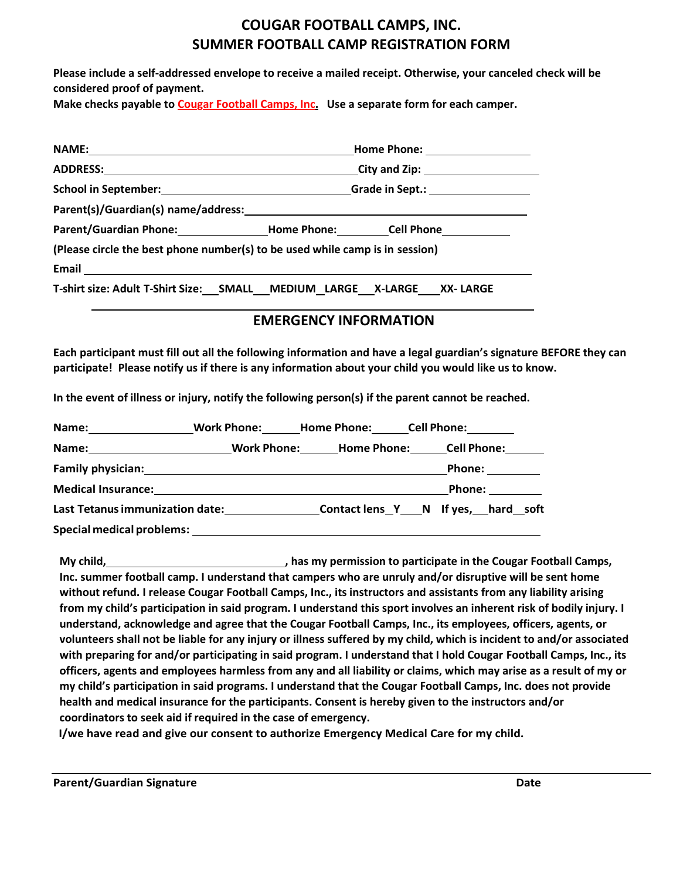# COUGAR FOOTBALL CAMPS, INC.
## SUMMER FOOTBALL CAMP REGISTRATION FORM

**Please include a self-addressed envelope to receive a mailed receipt. Otherwise, your canceled check will be considered proof of payment.**

**Make checks payable to Cougar Football Camps, Inc. Use a separate form for each camper.**

**NAME:**\_\_\_\_\_\_\_\_\_\_\_\_\_\_\_\_\_\_\_\_\_\_\_\_\_\_\_\_\_\_\_\_\_\_\_\_\_\_\_\_ **Home Phone:** \_\_\_\_\_\_\_\_\_\_\_\_\_\_\_\_

**ADDRESS:**\_\_\_\_\_\_\_\_\_\_\_\_\_\_\_\_\_\_\_\_\_\_\_\_\_\_\_\_\_\_\_\_\_\_\_\_\_\_\_\_ **City and Zip:** \_\_\_\_\_\_\_\_\_\_\_\_\_\_\_\_\_\_

**School in September:**\_\_\_\_\_\_\_\_\_\_\_\_\_\_\_\_\_\_\_\_\_\_\_\_\_\_\_\_ **Grade in Sept.:** \_\_\_\_\_\_\_\_\_\_\_\_\_\_\_

**Parent(s)/Guardian(s) name/address:**\_\_\_\_\_\_\_\_\_\_\_\_\_\_\_\_\_\_\_\_\_\_\_\_\_\_\_\_\_\_\_\_\_\_\_\_\_\_\_\_\_\_

**Parent/Guardian Phone:**\_\_\_\_\_\_\_\_\_\_\_\_\_\_ **Home Phone:**\_\_\_\_\_\_\_\_ **Cell Phone**\_\_\_\_\_\_\_\_\_\_\_

**(Please circle the best phone number(s) to be used while camp is in session)**

**Email** \_\_\_\_\_\_\_\_\_\_\_\_\_\_\_\_\_\_\_\_\_\_\_\_\_\_\_\_\_\_\_\_\_\_\_\_\_\_\_\_\_\_\_\_\_\_\_\_\_\_\_\_\_\_\_\_\_\_\_\_\_\_\_\_\_\_\_

**T-shirt size: Adult T-Shirt Size:\_\_\_SMALL\_\_\_MEDIUM\_LARGE\_\_\_X-LARGE\_\_\_\_XX- LARGE**

## EMERGENCY INFORMATION

**Each participant must fill out all the following information and have a legal guardian's signature BEFORE they can participate! Please notify us if there is any information about your child you would like us to know.**

**In the event of illness or injury, notify the following person(s) if the parent cannot be reached.**

**Name:**\_\_\_\_\_\_\_\_\_\_\_\_\_\_\_\_ **Work Phone:**\_\_\_\_\_\_ **Home Phone:**\_\_\_\_\_\_ **Cell Phone:**\_\_\_\_\_\_\_\_

**Name:**\_\_\_\_\_\_\_\_\_\_\_\_\_\_\_\_\_\_\_\_\_\_ **Work Phone:**\_\_\_\_\_\_ **Home Phone:**\_\_\_\_\_\_ **Cell Phone:**\_\_\_\_\_\_

**Family physician:**\_\_\_\_\_\_\_\_\_\_\_\_\_\_\_\_\_\_\_\_\_\_\_\_\_\_\_\_\_\_\_\_\_\_\_\_\_\_\_\_\_\_\_\_\_\_\_\_ **Phone:** \_\_\_\_\_\_\_\_\_

**Medical Insurance:**\_\_\_\_\_\_\_\_\_\_\_\_\_\_\_\_\_\_\_\_\_\_\_\_\_\_\_\_\_\_\_\_\_\_\_\_\_\_\_\_\_\_\_\_\_\_\_\_ **Phone:** \_\_\_\_\_\_\_\_\_

**Last Tetanus immunization date:**\_\_\_\_\_\_\_\_\_\_\_\_\_\_\_ **Contact lens\_Y\_\_\_N If yes,\_\_hard\_\_soft**

**Special medical problems:** \_\_\_\_\_\_\_\_\_\_\_\_\_\_\_\_\_\_\_\_\_\_\_\_\_\_\_\_\_\_\_\_\_\_\_\_\_\_\_\_\_\_\_\_\_\_\_\_\_\_\_\_\_

**My child,\_\_\_\_\_\_\_\_\_\_\_\_\_\_\_\_\_\_\_\_\_\_\_\_\_\_\_\_\_\_, has my permission to participate in the Cougar Football Camps, Inc. summer football camp. I understand that campers who are unruly and/or disruptive will be sent home without refund. I release Cougar Football Camps, Inc., its instructors and assistants from any liability arising from my child's participation in said program. I understand this sport involves an inherent risk of bodily injury. I understand, acknowledge and agree that the Cougar Football Camps, Inc., its employees, officers, agents, or volunteers shall not be liable for any injury or illness suffered by my child, which is incident to and/or associated with preparing for and/or participating in said program. I understand that I hold Cougar Football Camps, Inc., its officers, agents and employees harmless from any and all liability or claims, which may arise as a result of my or my child's participation in said programs. I understand that the Cougar Football Camps, Inc. does not provide health and medical insurance for the participants. Consent is hereby given to the instructors and/or coordinators to seek aid if required in the case of emergency.**

**I/we have read and give our consent to authorize Emergency Medical Care for my child.**

\_\_\_\_\_\_\_\_\_\_\_\_\_\_\_\_\_\_\_\_\_\_\_\_\_\_\_\_\_\_\_\_\_\_\_\_\_\_\_\_\_\_\_\_\_\_\_\_\_\_\_\_\_\_\_\_\_\_\_\_\_\_\_\_\_\_\_\_\_\_\_\_

**Parent/Guardian Signature** **Date**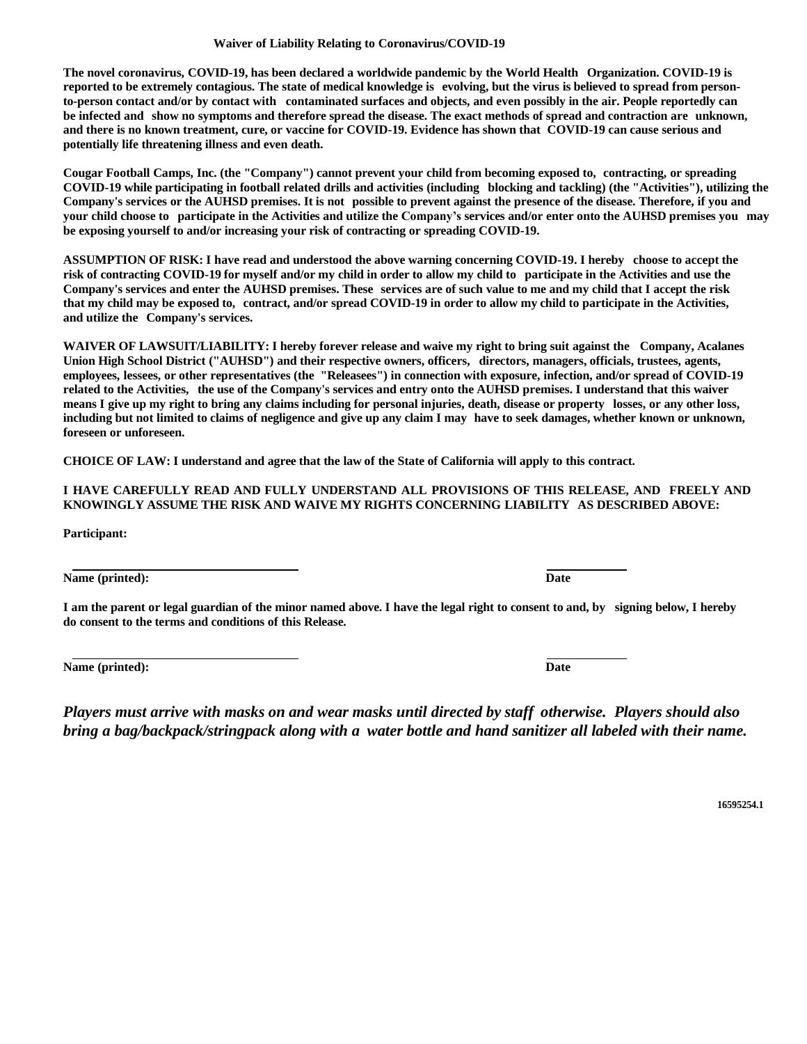**Waiver of Liability Relating to Coronavirus/COVID-19**

**The novel coronavirus, COVID-19, has been declared a worldwide pandemic by the World Health Organization. COVID-19 is reported to be extremely contagious. The state of medical knowledge is evolving, but the virus is believed to spread from person-to-person contact and/or by contact with contaminated surfaces and objects, and even possibly in the air. People reportedly can be infected and show no symptoms and therefore spread the disease. The exact methods of spread and contraction are unknown, and there is no known treatment, cure, or vaccine for COVID-19. Evidence has shown that COVID-19 can cause serious and potentially life threatening illness and even death.**

**Cougar Football Camps, Inc. (the "Company") cannot prevent your child from becoming exposed to, contracting, or spreading COVID-19 while participating in football related drills and activities (including blocking and tackling) (the "Activities"), utilizing the Company's services or the AUHSD premises. It is not possible to prevent against the presence of the disease. Therefore, if you and your child choose to participate in the Activities and utilize the Company's services and/or enter onto the AUHSD premises you may be exposing yourself to and/or increasing your risk of contracting or spreading COVID-19.**

**ASSUMPTION OF RISK: I have read and understood the above warning concerning COVID-19. I hereby choose to accept the risk of contracting COVID-19 for myself and/or my child in order to allow my child to participate in the Activities and use the Company's services and enter the AUHSD premises. These services are of such value to me and my child that I accept the risk that my child may be exposed to, contract, and/or spread COVID-19 in order to allow my child to participate in the Activities, and utilize the Company's services.**

**WAIVER OF LAWSUIT/LIABILITY: I hereby forever release and waive my right to bring suit against the Company, Acalanes Union High School District ("AUHSD") and their respective owners, officers, directors, managers, officials, trustees, agents, employees, lessees, or other representatives (the "Releasees") in connection with exposure, infection, and/or spread of COVID-19 related to the Activities, the use of the Company's services and entry onto the AUHSD premises. I understand that this waiver means I give up my right to bring any claims including for personal injuries, death, disease or property losses, or any other loss, including but not limited to claims of negligence and give up any claim I may have to seek damages, whether known or unknown, foreseen or unforeseen.**

**CHOICE OF LAW: I understand and agree that the law of the State of California will apply to this contract.**

**I HAVE CAREFULLY READ AND FULLY UNDERSTAND ALL PROVISIONS OF THIS RELEASE, AND FREELY AND KNOWINGLY ASSUME THE RISK AND WAIVE MY RIGHTS CONCERNING LIABILITY AS DESCRIBED ABOVE:**

**Participant:**

______________________________ ____________

**Name (printed):** **Date**

**I am the parent or legal guardian of the minor named above. I have the legal right to consent to and, by signing below, I hereby do consent to the terms and conditions of this Release.**

______________________________ ____________

**Name (printed):** **Date**

***Players must arrive with masks on and wear masks until directed by staff otherwise. Players should also bring a bag/backpack/stringpack along with a water bottle and hand sanitizer all labeled with their name.***

**16595254.1**